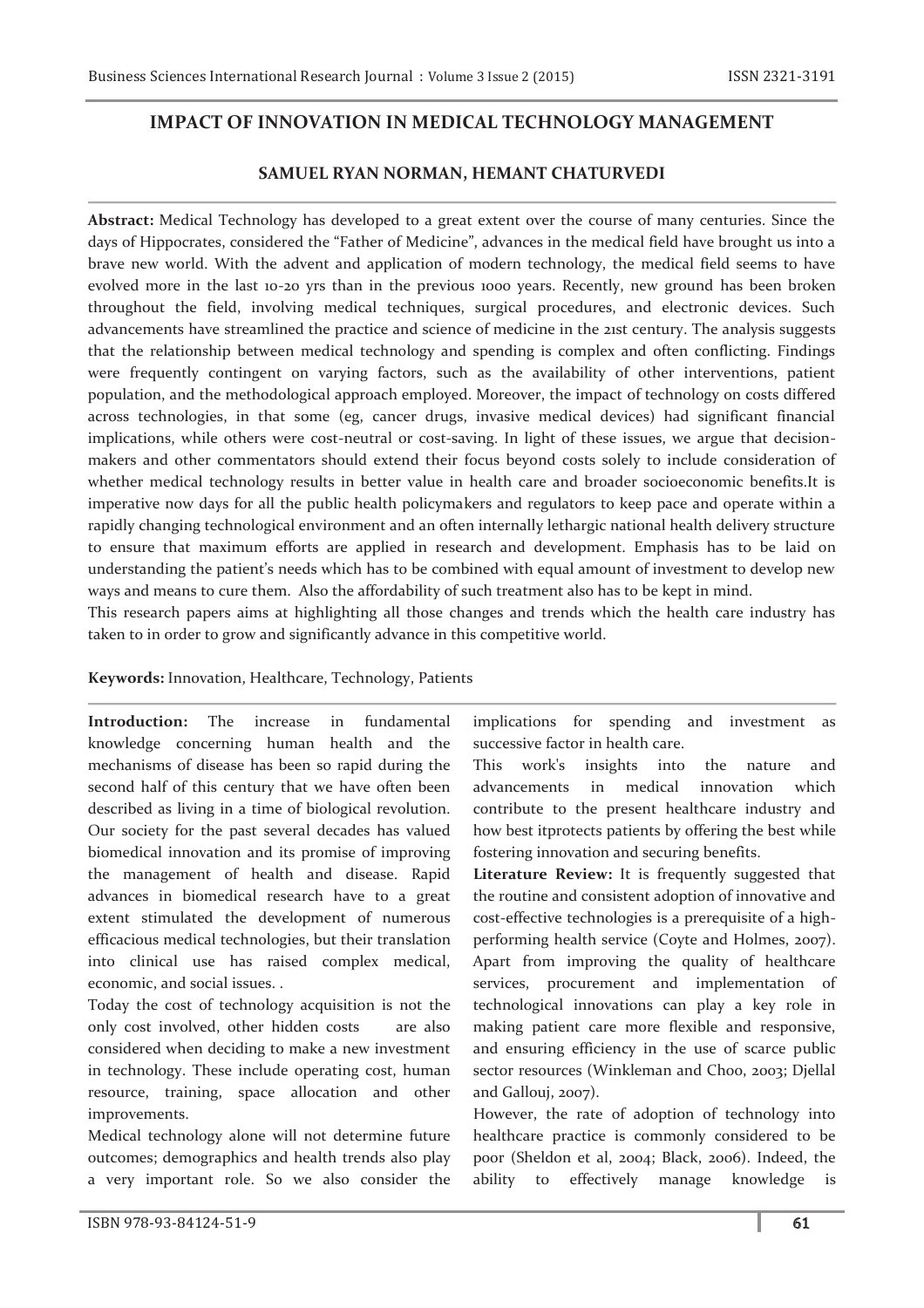# IMPACT OF INNOVATION IN MEDICAL TECHNOLOGY MANAGEMENT

**SAMUEL RYAN NORMAN, HEMANT CHATURVEDI**

**Abstract:** Medical Technology has developed to a great extent over the course of many centuries. Since the days of Hippocrates, considered the "Father of Medicine", advances in the medical field have brought us into a brave new world. With the advent and application of modern technology, the medical field seems to have evolved more in the last 10-20 yrs than in the previous 1000 years. Recently, new ground has been broken throughout the field, involving medical techniques, surgical procedures, and electronic devices. Such advancements have streamlined the practice and science of medicine in the 21st century. The analysis suggests that the relationship between medical technology and spending is complex and often conflicting. Findings were frequently contingent on varying factors, such as the availability of other interventions, patient population, and the methodological approach employed. Moreover, the impact of technology on costs differed across technologies, in that some (eg, cancer drugs, invasive medical devices) had significant financial implications, while others were cost-neutral or cost-saving. In light of these issues, we argue that decision-makers and other commentators should extend their focus beyond costs solely to include consideration of whether medical technology results in better value in health care and broader socioeconomic benefits.It is imperative now days for all the public health policymakers and regulators to keep pace and operate within a rapidly changing technological environment and an often internally lethargic national health delivery structure to ensure that maximum efforts are applied in research and development. Emphasis has to be laid on understanding the patient's needs which has to be combined with equal amount of investment to develop new ways and means to cure them. Also the affordability of such treatment also has to be kept in mind.

This research papers aims at highlighting all those changes and trends which the health care industry has taken to in order to grow and significantly advance in this competitive world.

**Keywords:** Innovation, Healthcare, Technology, Patients

**Introduction:** The increase in fundamental knowledge concerning human health and the mechanisms of disease has been so rapid during the second half of this century that we have often been described as living in a time of biological revolution. Our society for the past several decades has valued biomedical innovation and its promise of improving the management of health and disease. Rapid advances in biomedical research have to a great extent stimulated the development of numerous efficacious medical technologies, but their translation into clinical use has raised complex medical, economic, and social issues. .

Today the cost of technology acquisition is not the only cost involved, other hidden costs are also considered when deciding to make a new investment in technology. These include operating cost, human resource, training, space allocation and other improvements.

Medical technology alone will not determine future outcomes; demographics and health trends also play a very important role. So we also consider the implications for spending and investment as successive factor in health care.

This work's insights into the nature and advancements in medical innovation which contribute to the present healthcare industry and how best itprotects patients by offering the best while fostering innovation and securing benefits.

**Literature Review:** It is frequently suggested that the routine and consistent adoption of innovative and cost-effective technologies is a prerequisite of a high-performing health service (Coyte and Holmes, 2007). Apart from improving the quality of healthcare services, procurement and implementation of technological innovations can play a key role in making patient care more flexible and responsive, and ensuring efficiency in the use of scarce public sector resources (Winkleman and Choo, 2003; Djellal and Gallouj, 2007).

However, the rate of adoption of technology into healthcare practice is commonly considered to be poor (Sheldon et al, 2004; Black, 2006). Indeed, the ability to effectively manage knowledge is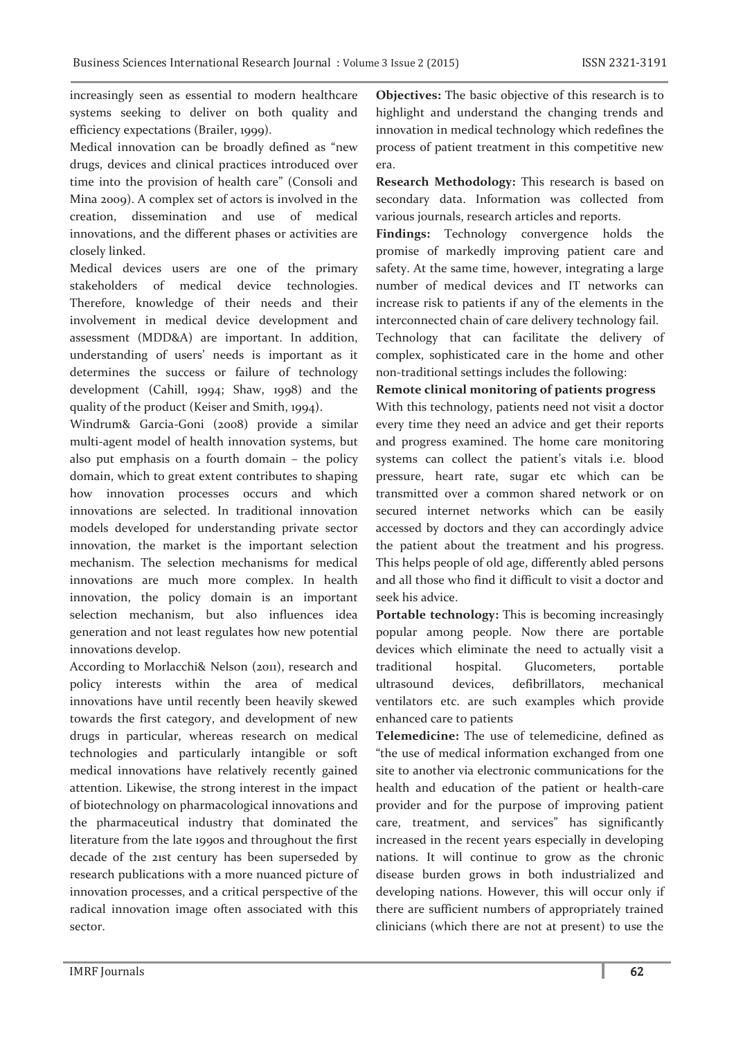increasingly seen as essential to modern healthcare systems seeking to deliver on both quality and efficiency expectations (Brailer, 1999).

Medical innovation can be broadly defined as "new drugs, devices and clinical practices introduced over time into the provision of health care" (Consoli and Mina 2009). A complex set of actors is involved in the creation, dissemination and use of medical innovations, and the different phases or activities are closely linked.

Medical devices users are one of the primary stakeholders of medical device technologies. Therefore, knowledge of their needs and their involvement in medical device development and assessment (MDD&A) are important. In addition, understanding of users' needs is important as it determines the success or failure of technology development (Cahill, 1994; Shaw, 1998) and the quality of the product (Keiser and Smith, 1994).

Windrum& Garcia-Goni (2008) provide a similar multi-agent model of health innovation systems, but also put emphasis on a fourth domain – the policy domain, which to great extent contributes to shaping how innovation processes occurs and which innovations are selected. In traditional innovation models developed for understanding private sector innovation, the market is the important selection mechanism. The selection mechanisms for medical innovations are much more complex. In health innovation, the policy domain is an important selection mechanism, but also influences idea generation and not least regulates how new potential innovations develop.

According to Morlacchi& Nelson (2011), research and policy interests within the area of medical innovations have until recently been heavily skewed towards the first category, and development of new drugs in particular, whereas research on medical technologies and particularly intangible or soft medical innovations have relatively recently gained attention. Likewise, the strong interest in the impact of biotechnology on pharmacological innovations and the pharmaceutical industry that dominated the literature from the late 1990s and throughout the first decade of the 21st century has been superseded by research publications with a more nuanced picture of innovation processes, and a critical perspective of the radical innovation image often associated with this sector.

**Objectives:** The basic objective of this research is to highlight and understand the changing trends and innovation in medical technology which redefines the process of patient treatment in this competitive new era.

**Research Methodology:** This research is based on secondary data. Information was collected from various journals, research articles and reports.

**Findings:** Technology convergence holds the promise of markedly improving patient care and safety. At the same time, however, integrating a large number of medical devices and IT networks can increase risk to patients if any of the elements in the interconnected chain of care delivery technology fail.

Technology that can facilitate the delivery of complex, sophisticated care in the home and other non-traditional settings includes the following:

**Remote clinical monitoring of patients progress**

With this technology, patients need not visit a doctor every time they need an advice and get their reports and progress examined. The home care monitoring systems can collect the patient's vitals i.e. blood pressure, heart rate, sugar etc which can be transmitted over a common shared network or on secured internet networks which can be easily accessed by doctors and they can accordingly advice the patient about the treatment and his progress. This helps people of old age, differently abled persons and all those who find it difficult to visit a doctor and seek his advice.

**Portable technology:** This is becoming increasingly popular among people. Now there are portable devices which eliminate the need to actually visit a traditional hospital. Glucometers, portable ultrasound devices, defibrillators, mechanical ventilators etc. are such examples which provide enhanced care to patients

**Telemedicine:** The use of telemedicine, defined as "the use of medical information exchanged from one site to another via electronic communications for the health and education of the patient or health-care provider and for the purpose of improving patient care, treatment, and services" has significantly increased in the recent years especially in developing nations. It will continue to grow as the chronic disease burden grows in both industrialized and developing nations. However, this will occur only if there are sufficient numbers of appropriately trained clinicians (which there are not at present) to use the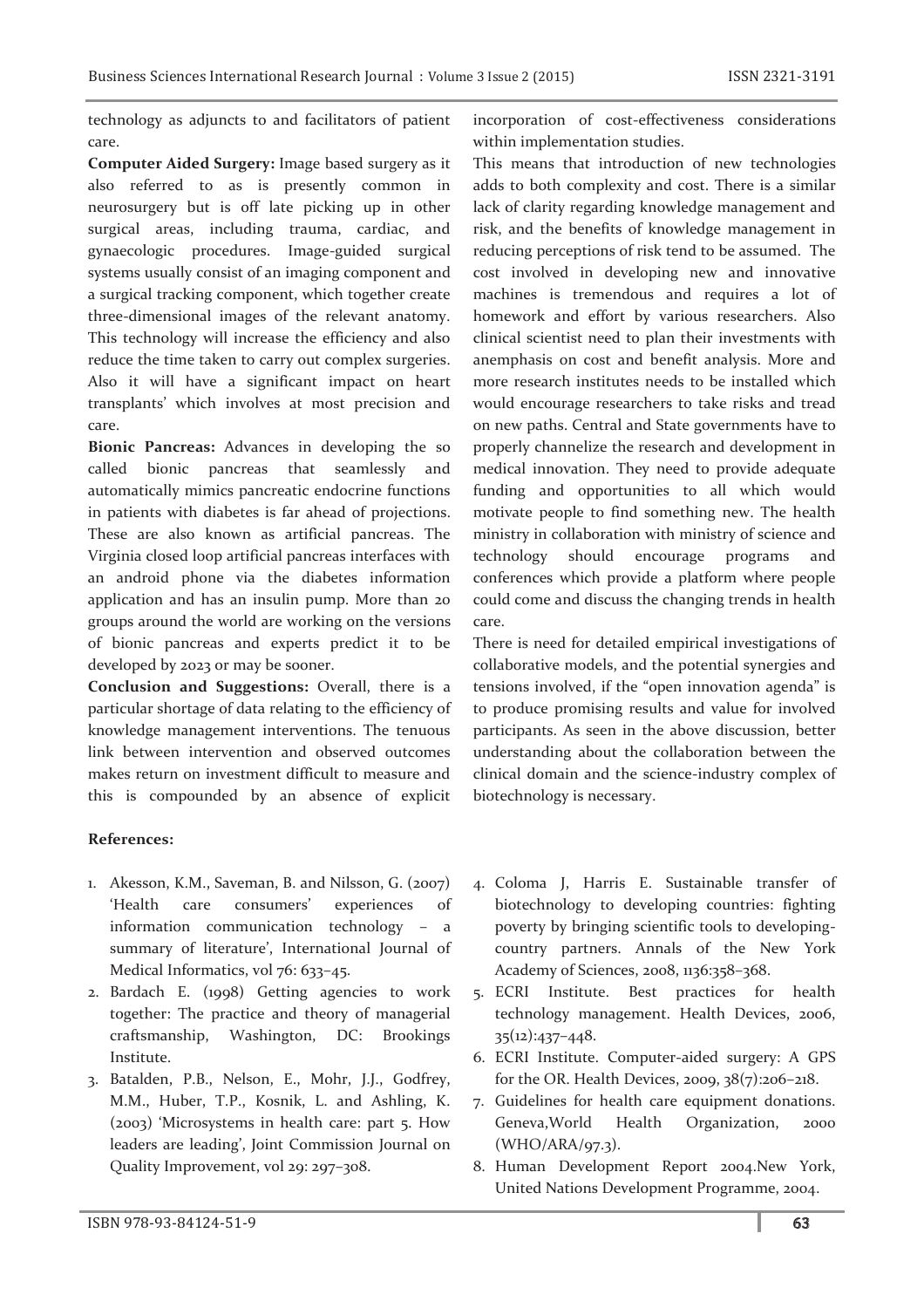technology as adjuncts to and facilitators of patient care.

**Computer Aided Surgery:** Image based surgery as it also referred to as is presently common in neurosurgery but is off late picking up in other surgical areas, including trauma, cardiac, and gynaecologic procedures. Image-guided surgical systems usually consist of an imaging component and a surgical tracking component, which together create three-dimensional images of the relevant anatomy. This technology will increase the efficiency and also reduce the time taken to carry out complex surgeries. Also it will have a significant impact on heart transplants' which involves at most precision and care.

**Bionic Pancreas:** Advances in developing the so called bionic pancreas that seamlessly and automatically mimics pancreatic endocrine functions in patients with diabetes is far ahead of projections. These are also known as artificial pancreas. The Virginia closed loop artificial pancreas interfaces with an android phone via the diabetes information application and has an insulin pump. More than 20 groups around the world are working on the versions of bionic pancreas and experts predict it to be developed by 2023 or may be sooner.

**Conclusion and Suggestions:** Overall, there is a particular shortage of data relating to the efficiency of knowledge management interventions. The tenuous link between intervention and observed outcomes makes return on investment difficult to measure and this is compounded by an absence of explicit incorporation of cost-effectiveness considerations within implementation studies.

This means that introduction of new technologies adds to both complexity and cost. There is a similar lack of clarity regarding knowledge management and risk, and the benefits of knowledge management in reducing perceptions of risk tend to be assumed. The cost involved in developing new and innovative machines is tremendous and requires a lot of homework and effort by various researchers. Also clinical scientist need to plan their investments with anemphasis on cost and benefit analysis. More and more research institutes needs to be installed which would encourage researchers to take risks and tread on new paths. Central and State governments have to properly channelize the research and development in medical innovation. They need to provide adequate funding and opportunities to all which would motivate people to find something new. The health ministry in collaboration with ministry of science and technology should encourage programs and conferences which provide a platform where people could come and discuss the changing trends in health care.

There is need for detailed empirical investigations of collaborative models, and the potential synergies and tensions involved, if the "open innovation agenda" is to produce promising results and value for involved participants. As seen in the above discussion, better understanding about the collaboration between the clinical domain and the science-industry complex of biotechnology is necessary.

**References:**

1. Akesson, K.M., Saveman, B. and Nilsson, G. (2007) 'Health care consumers' experiences of information communication technology – a summary of literature', International Journal of Medical Informatics, vol 76: 633–45.
2. Bardach E. (1998) Getting agencies to work together: The practice and theory of managerial craftsmanship, Washington, DC: Brookings Institute.
3. Batalden, P.B., Nelson, E., Mohr, J.J., Godfrey, M.M., Huber, T.P., Kosnik, L. and Ashling, K. (2003) 'Microsystems in health care: part 5. How leaders are leading', Joint Commission Journal on Quality Improvement, vol 29: 297–308.
4. Coloma J, Harris E. Sustainable transfer of biotechnology to developing countries: fighting poverty by bringing scientific tools to developing-country partners. Annals of the New York Academy of Sciences, 2008, 1136:358–368.
5. ECRI Institute. Best practices for health technology management. Health Devices, 2006, 35(12):437–448.
6. ECRI Institute. Computer-aided surgery: A GPS for the OR. Health Devices, 2009, 38(7):206–218.
7. Guidelines for health care equipment donations. Geneva,World Health Organization, 2000 (WHO/ARA/97.3).
8. Human Development Report 2004.New York, United Nations Development Programme, 2004.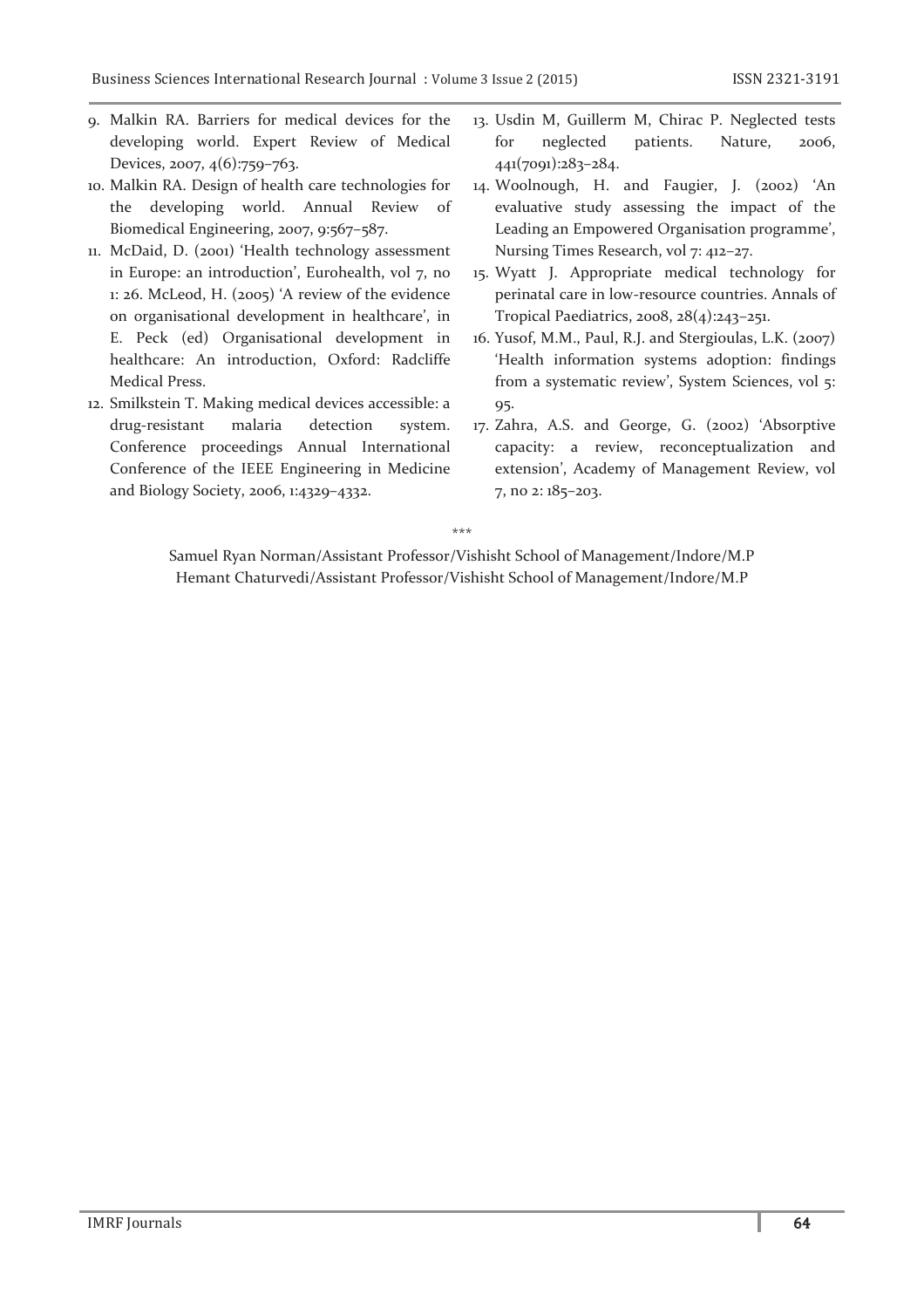9. Malkin RA. Barriers for medical devices for the developing world. Expert Review of Medical Devices, 2007, 4(6):759–763.
10. Malkin RA. Design of health care technologies for the developing world. Annual Review of Biomedical Engineering, 2007, 9:567–587.
11. McDaid, D. (2001) 'Health technology assessment in Europe: an introduction', Eurohealth, vol 7, no 1: 26. McLeod, H. (2005) 'A review of the evidence on organisational development in healthcare', in E. Peck (ed) Organisational development in healthcare: An introduction, Oxford: Radcliffe Medical Press.
12. Smilkstein T. Making medical devices accessible: a drug-resistant malaria detection system. Conference proceedings Annual International Conference of the IEEE Engineering in Medicine and Biology Society, 2006, 1:4329–4332.
13. Usdin M, Guillerm M, Chirac P. Neglected tests for neglected patients. Nature, 2006, 441(7091):283–284.
14. Woolnough, H. and Faugier, J. (2002) 'An evaluative study assessing the impact of the Leading an Empowered Organisation programme', Nursing Times Research, vol 7: 412–27.
15. Wyatt J. Appropriate medical technology for perinatal care in low-resource countries. Annals of Tropical Paediatrics, 2008, 28(4):243–251.
16. Yusof, M.M., Paul, R.J. and Stergioulas, L.K. (2007) 'Health information systems adoption: findings from a systematic review', System Sciences, vol 5: 95.
17. Zahra, A.S. and George, G. (2002) 'Absorptive capacity: a review, reconceptualization and extension', Academy of Management Review, vol 7, no 2: 185–203.

***

Samuel Ryan Norman/Assistant Professor/Vishisht School of Management/Indore/M.P
Hemant Chaturvedi/Assistant Professor/Vishisht School of Management/Indore/M.P